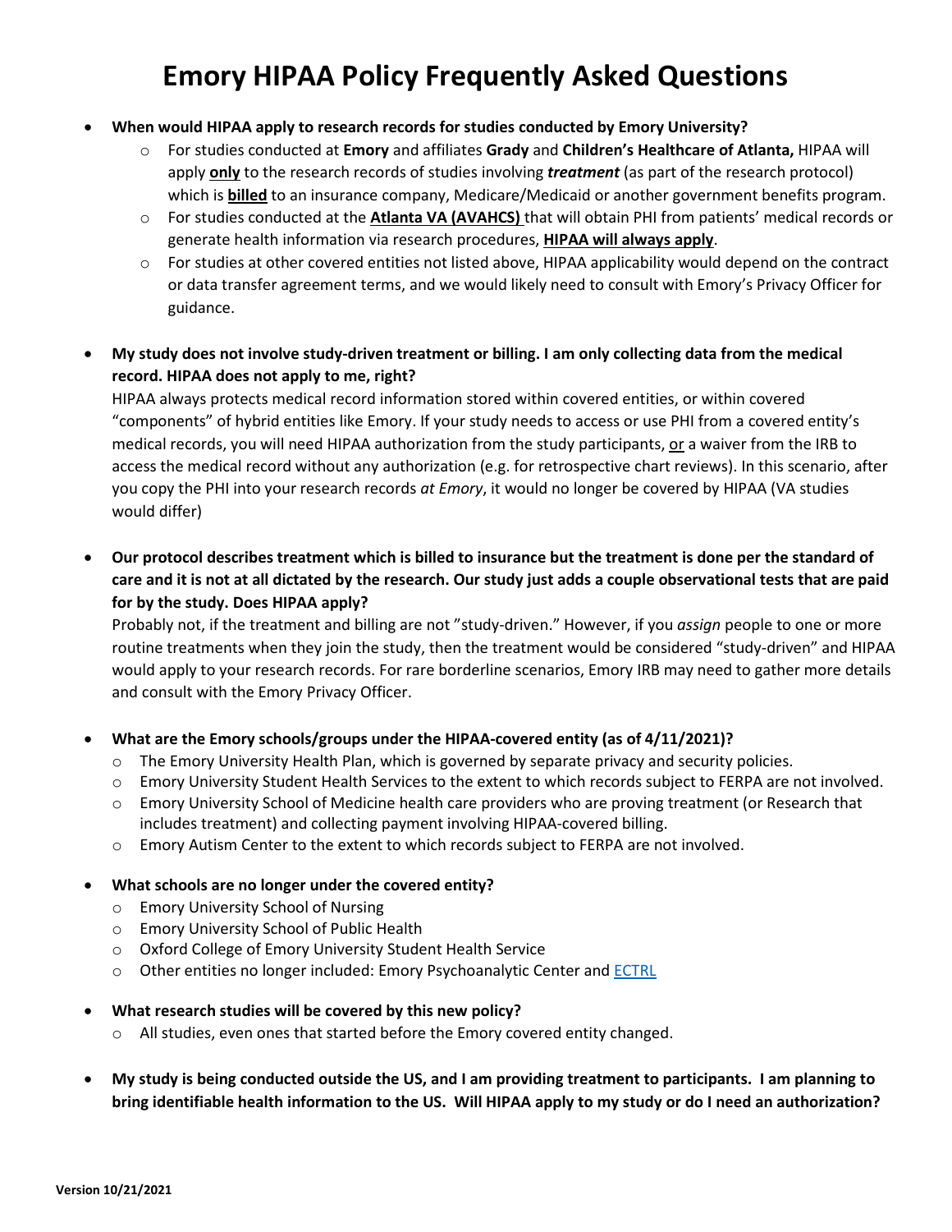# Emory HIPAA Policy Frequently Asked Questions

- **When would HIPAA apply to research records for studies conducted by Emory University?**
  - For studies conducted at **Emory** and affiliates **Grady** and **Children's Healthcare of Atlanta,** HIPAA will apply **only** to the research records of studies involving ***treatment*** (as part of the research protocol) which is **billed** to an insurance company, Medicare/Medicaid or another government benefits program.
  - For studies conducted at the **Atlanta VA (AVAHCS)** that will obtain PHI from patients' medical records or generate health information via research procedures, **HIPAA will always apply**.
  - For studies at other covered entities not listed above, HIPAA applicability would depend on the contract or data transfer agreement terms, and we would likely need to consult with Emory's Privacy Officer for guidance.

- **My study does not involve study-driven treatment or billing. I am only collecting data from the medical record. HIPAA does not apply to me, right?**
  HIPAA always protects medical record information stored within covered entities, or within covered "components" of hybrid entities like Emory. If your study needs to access or use PHI from a covered entity's medical records, you will need HIPAA authorization from the study participants, or a waiver from the IRB to access the medical record without any authorization (e.g. for retrospective chart reviews). In this scenario, after you copy the PHI into your research records *at Emory*, it would no longer be covered by HIPAA (VA studies would differ)

- **Our protocol describes treatment which is billed to insurance but the treatment is done per the standard of care and it is not at all dictated by the research. Our study just adds a couple observational tests that are paid for by the study. Does HIPAA apply?**
  Probably not, if the treatment and billing are not "study-driven." However, if you *assign* people to one or more routine treatments when they join the study, then the treatment would be considered "study-driven" and HIPAA would apply to your research records. For rare borderline scenarios, Emory IRB may need to gather more details and consult with the Emory Privacy Officer.

- **What are the Emory schools/groups under the HIPAA-covered entity (as of 4/11/2021)?**
  - The Emory University Health Plan, which is governed by separate privacy and security policies.
  - Emory University Student Health Services to the extent to which records subject to FERPA are not involved.
  - Emory University School of Medicine health care providers who are proving treatment (or Research that includes treatment) and collecting payment involving HIPAA-covered billing.
  - Emory Autism Center to the extent to which records subject to FERPA are not involved.

- **What schools are no longer under the covered entity?**
  - Emory University School of Nursing
  - Emory University School of Public Health
  - Oxford College of Emory University Student Health Service
  - Other entities no longer included: Emory Psychoanalytic Center and ECTRL

- **What research studies will be covered by this new policy?**
  - All studies, even ones that started before the Emory covered entity changed.

- **My study is being conducted outside the US, and I am providing treatment to participants. I am planning to bring identifiable health information to the US. Will HIPAA apply to my study or do I need an authorization?**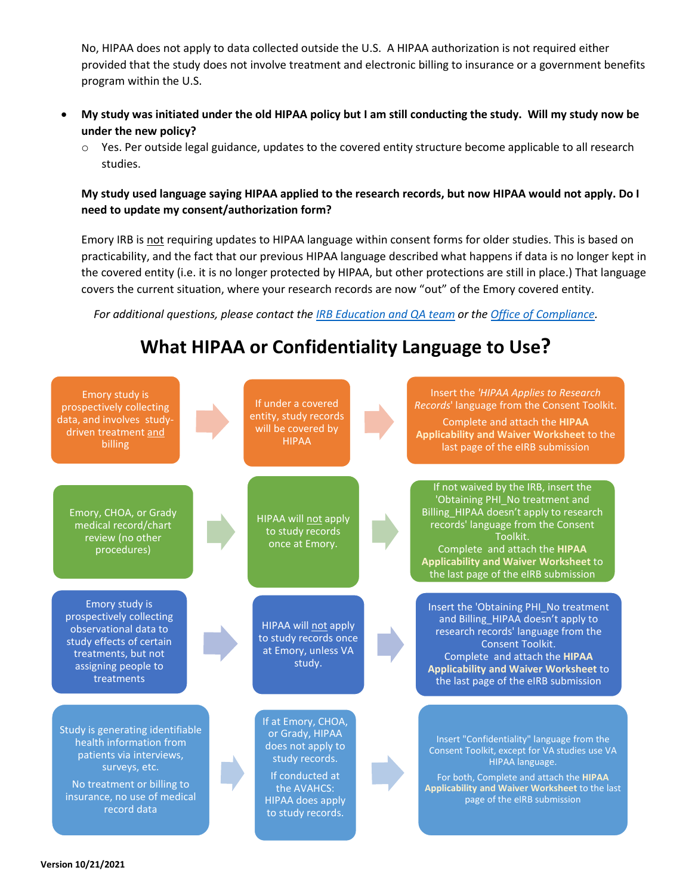No, HIPAA does not apply to data collected outside the U.S. A HIPAA authorization is not required either provided that the study does not involve treatment and electronic billing to insurance or a government benefits program within the U.S.

- **My study was initiated under the old HIPAA policy but I am still conducting the study. Will my study now be under the new policy?**
  - Yes. Per outside legal guidance, updates to the covered entity structure become applicable to all research studies.

**My study used language saying HIPAA applied to the research records, but now HIPAA would not apply. Do I need to update my consent/authorization form?**

Emory IRB is not requiring updates to HIPAA language within consent forms for older studies. This is based on practicability, and the fact that our previous HIPAA language described what happens if data is no longer kept in the covered entity (i.e. it is no longer protected by HIPAA, but other protections are still in place.) That language covers the current situation, where your research records are now "out" of the Emory covered entity.

*For additional questions, please contact the [IRB Education and QA team] or the [Office of Compliance].*

# What HIPAA or Confidentiality Language to Use?

Emory study is prospectively collecting data, and involves study-driven treatment and billing → If under a covered entity, study records will be covered by HIPAA → Insert the '*HIPAA Applies to Research Records*' language from the Consent Toolkit. Complete and attach the **HIPAA Applicability and Waiver Worksheet** to the last page of the eIRB submission

Emory, CHOA, or Grady medical record/chart review (no other procedures) → HIPAA will not apply to study records once at Emory. → If not waived by the IRB, insert the 'Obtaining PHI_No treatment and Billing_HIPAA doesn't apply to research records' language from the Consent Toolkit. Complete and attach the **HIPAA Applicability and Waiver Worksheet** to the last page of the eIRB submission

Emory study is prospectively collecting observational data to study effects of certain treatments, but not assigning people to treatments → HIPAA will not apply to study records once at Emory, unless VA study. → Insert the 'Obtaining PHI_No treatment and Billing_HIPAA doesn't apply to research records' language from the Consent Toolkit. Complete and attach the **HIPAA Applicability and Waiver Worksheet** to the last page of the eIRB submission

Study is generating identifiable health information from patients via interviews, surveys, etc. No treatment or billing to insurance, no use of medical record data → If at Emory, CHOA, or Grady, HIPAA does not apply to study records. If conducted at the AVAHCS: HIPAA does apply to study records. → Insert "Confidentiality" language from the Consent Toolkit, except for VA studies use VA HIPAA language. For both, Complete and attach the **HIPAA Applicability and Waiver Worksheet** to the last page of the eIRB submission

**Version 10/21/2021**